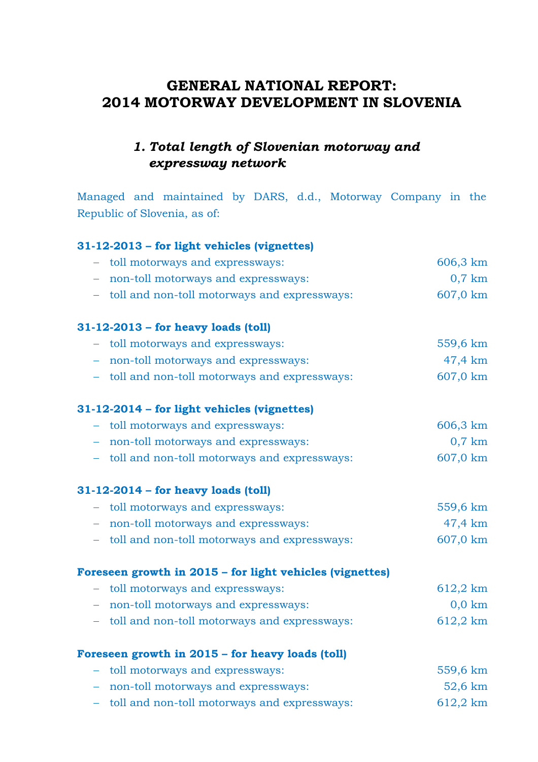# GENERAL NATIONAL REPORT: 2014 MOTORWAY DEVELOPMENT IN SLOVENIA

## *1. Total length of Slovenian motorway and expressway network*

Managed and maintained by DARS, d.d., Motorway Company in the Republic of Slovenia, as of:

**31-12-2013 – for light vehicles (vignettes)**

- toll motorways and expressways: 606,3 km
- non-toll motorways and expressways: 0,7 km
- toll and non-toll motorways and expressways: 607,0 km

**31-12-2013 – for heavy loads (toll)**

- toll motorways and expressways: 559,6 km
- non-toll motorways and expressways: 47,4 km
- toll and non-toll motorways and expressways: 607,0 km

**31-12-2014 – for light vehicles (vignettes)**

- toll motorways and expressways: 606,3 km
- non-toll motorways and expressways: 0,7 km
- toll and non-toll motorways and expressways: 607,0 km

**31-12-2014 – for heavy loads (toll)**

- toll motorways and expressways: 559,6 km
- non-toll motorways and expressways: 47,4 km
- toll and non-toll motorways and expressways: 607,0 km

**Foreseen growth in 2015 – for light vehicles (vignettes)**

- toll motorways and expressways: 612,2 km
- non-toll motorways and expressways: 0,0 km
- toll and non-toll motorways and expressways: 612,2 km

**Foreseen growth in 2015 – for heavy loads (toll)**

- toll motorways and expressways: 559,6 km
- non-toll motorways and expressways: 52,6 km
- toll and non-toll motorways and expressways: 612,2 km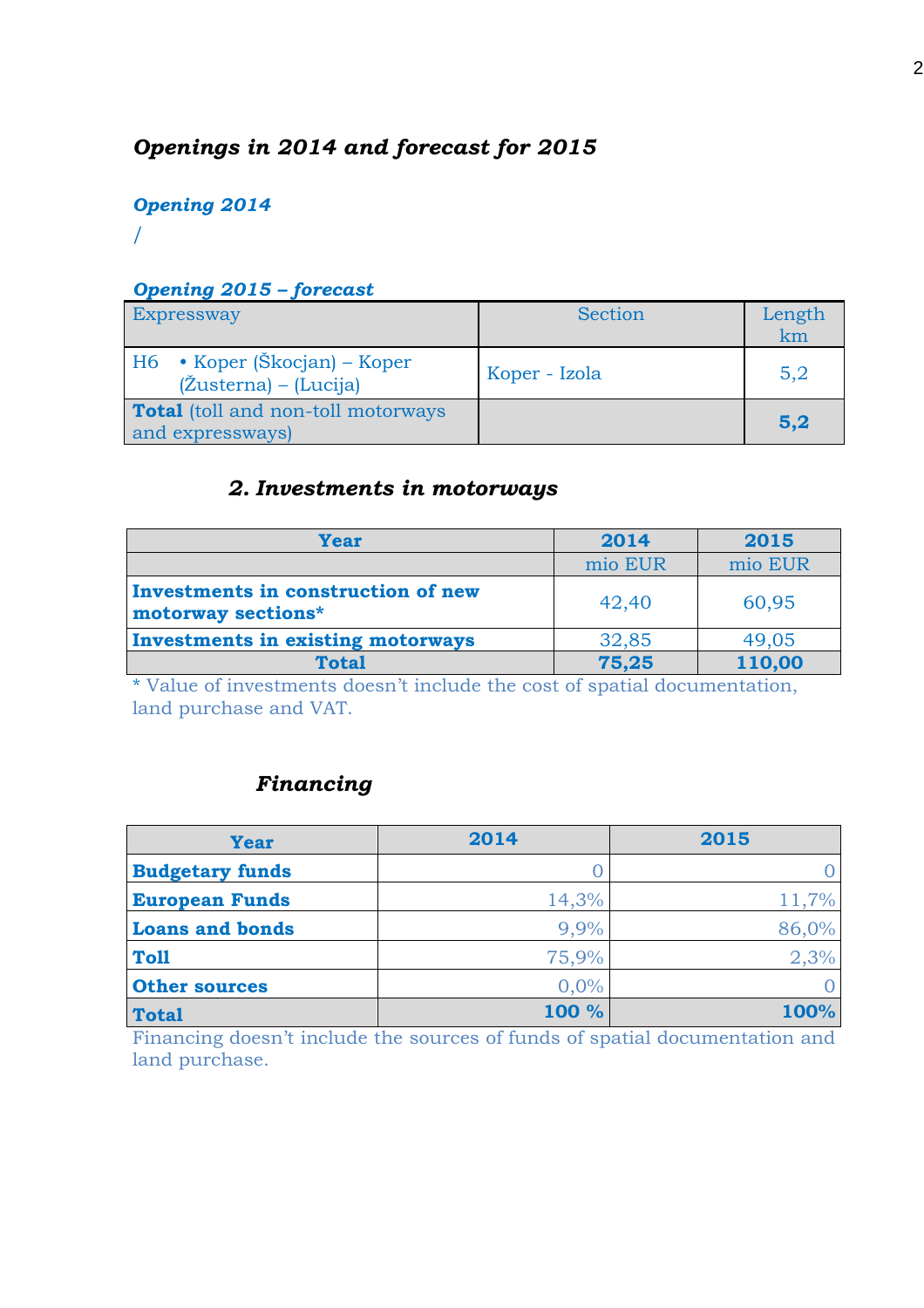## *Openings in 2014 and forecast for 2015*

### *Opening 2014*

/

### *Opening 2015 – forecast*

| Expressway | Section | Length km |
|---|---|---|
| H6 • Koper (Škocjan) – Koper (Žusterna) – (Lucija) | Koper - Izola | 5,2 |
| **Total** (toll and non-toll motorways and expressways) | | **5,2** |

## *2. Investments in motorways*

| **Year** | **2014** | **2015** |
|---|---|---|
| | mio EUR | mio EUR |
| **Investments in construction of new motorway sections*** | 42,40 | 60,95 |
| **Investments in existing motorways** | 32,85 | 49,05 |
| **Total** | **75,25** | **110,00** |

* Value of investments doesn't include the cost of spatial documentation, land purchase and VAT.

### *Financing*

| **Year** | **2014** | **2015** |
|---|---|---|
| **Budgetary funds** | 0 | 0 |
| **European Funds** | 14,3% | 11,7% |
| **Loans and bonds** | 9,9% | 86,0% |
| **Toll** | 75,9% | 2,3% |
| **Other sources** | 0,0% | 0 |
| **Total** | **100 %** | **100%** |

Financing doesn't include the sources of funds of spatial documentation and land purchase.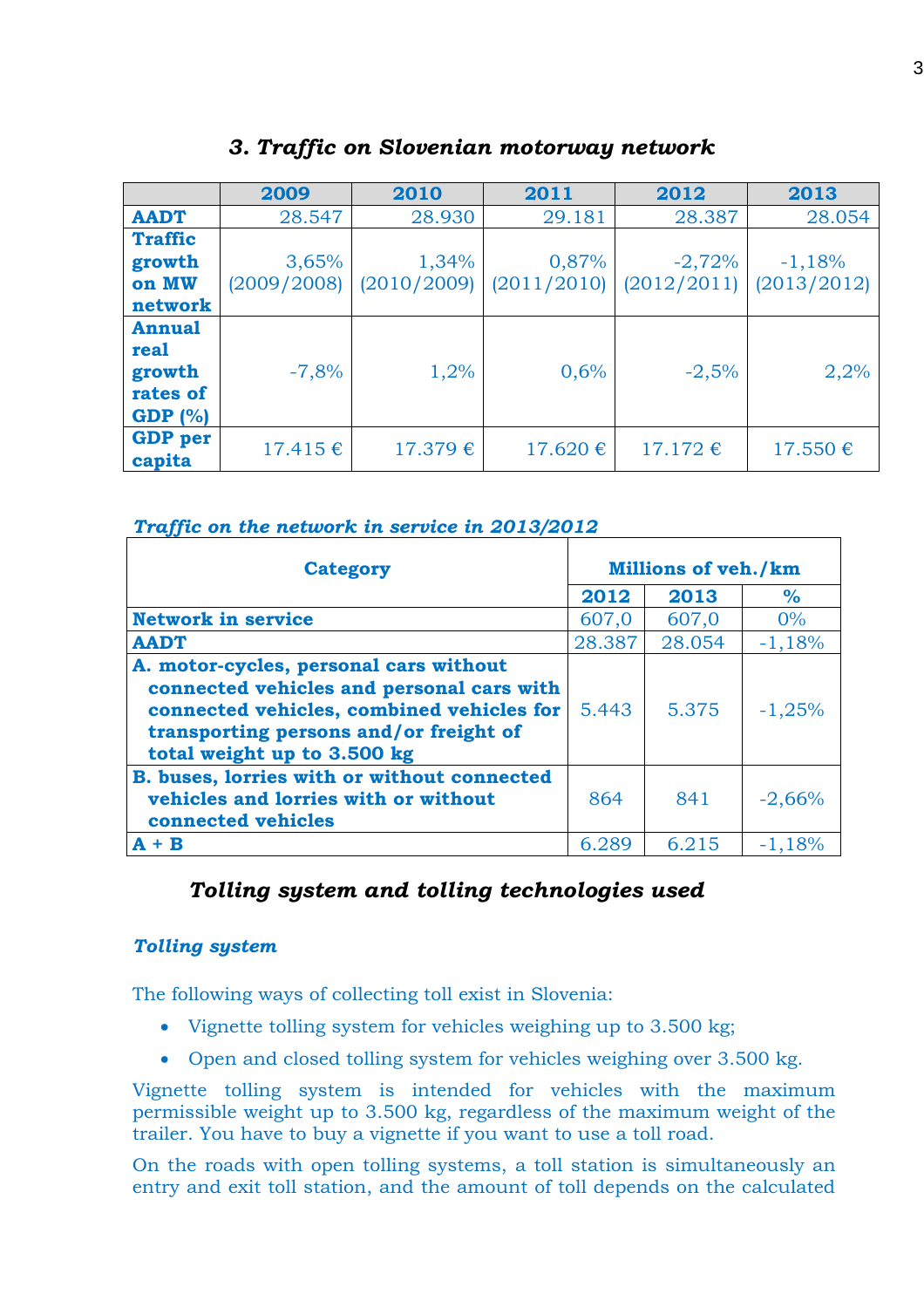## *3. Traffic on Slovenian motorway network*

| | 2009 | 2010 | 2011 | 2012 | 2013 |
|---|---|---|---|---|---|
| **AADT** | 28.547 | 28.930 | 29.181 | 28.387 | 28.054 |
| **Traffic growth on MW network** | 3,65% (2009/2008) | 1,34% (2010/2009) | 0,87% (2011/2010) | -2,72% (2012/2011) | -1,18% (2013/2012) |
| **Annual real growth rates of GDP (%)** | -7,8% | 1,2% | 0,6% | -2,5% | 2,2% |
| **GDP per capita** | 17.415 € | 17.379 € | 17.620 € | 17.172 € | 17.550 € |

***Traffic on the network in service in 2013/2012***

| Category | Millions of veh./km | | |
|---|---|---|---|
| | **2012** | **2013** | **%** |
| **Network in service** | 607,0 | 607,0 | 0% |
| **AADT** | 28.387 | 28.054 | -1,18% |
| **A. motor-cycles, personal cars without connected vehicles and personal cars with connected vehicles, combined vehicles for transporting persons and/or freight of total weight up to 3.500 kg** | 5.443 | 5.375 | -1,25% |
| **B. buses, lorries with or without connected vehicles and lorries with or without connected vehicles** | 864 | 841 | -2,66% |
| **A + B** | 6.289 | 6.215 | -1,18% |

## *Tolling system and tolling technologies used*

### *Tolling system*

The following ways of collecting toll exist in Slovenia:

- Vignette tolling system for vehicles weighing up to 3.500 kg;
- Open and closed tolling system for vehicles weighing over 3.500 kg.

Vignette tolling system is intended for vehicles with the maximum permissible weight up to 3.500 kg, regardless of the maximum weight of the trailer. You have to buy a vignette if you want to use a toll road.

On the roads with open tolling systems, a toll station is simultaneously an entry and exit toll station, and the amount of toll depends on the calculated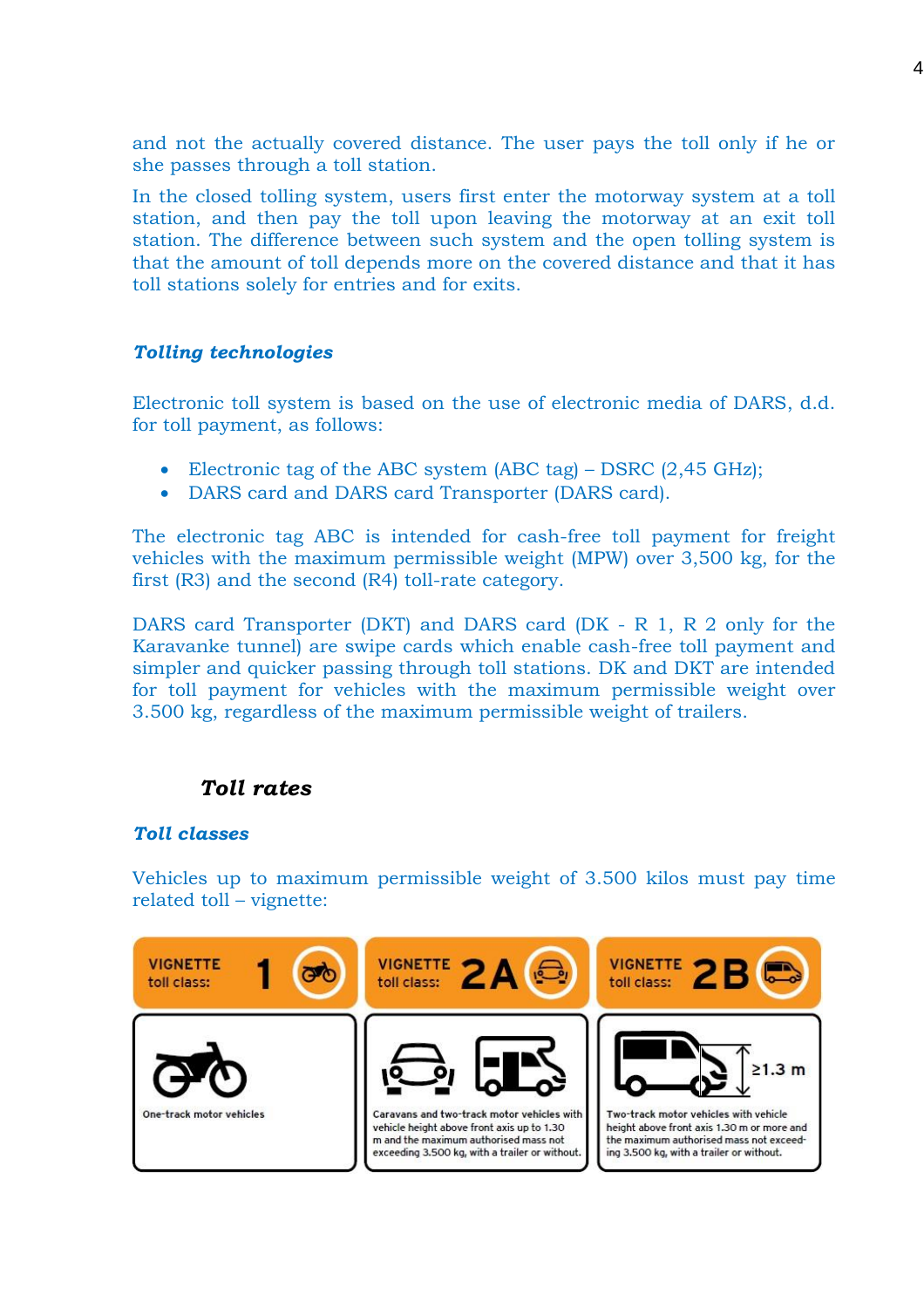and not the actually covered distance. The user pays the toll only if he or she passes through a toll station.

In the closed tolling system, users first enter the motorway system at a toll station, and then pay the toll upon leaving the motorway at an exit toll station. The difference between such system and the open tolling system is that the amount of toll depends more on the covered distance and that it has toll stations solely for entries and for exits.

### *Tolling technologies*

Electronic toll system is based on the use of electronic media of DARS, d.d. for toll payment, as follows:

- Electronic tag of the ABC system (ABC tag) – DSRC (2,45 GHz);
- DARS card and DARS card Transporter (DARS card).

The electronic tag ABC is intended for cash-free toll payment for freight vehicles with the maximum permissible weight (MPW) over 3,500 kg, for the first (R3) and the second (R4) toll-rate category.

DARS card Transporter (DKT) and DARS card (DK - R 1, R 2 only for the Karavanke tunnel) are swipe cards which enable cash-free toll payment and simpler and quicker passing through toll stations. DK and DKT are intended for toll payment for vehicles with the maximum permissible weight over 3.500 kg, regardless of the maximum permissible weight of trailers.

## *Toll rates*

### *Toll classes*

Vehicles up to maximum permissible weight of 3.500 kilos must pay time related toll – vignette:

| VIGNETTE toll class: 1 | VIGNETTE toll class: 2A | VIGNETTE toll class: 2B |
|---|---|---|
| One-track motor vehicles | Caravans and two-track motor vehicles with vehicle height above front axis up to 1.30 m and the maximum authorised mass not exceeding 3.500 kg, with a trailer or without. | Two-track motor vehicles with vehicle height above front axis 1.30 m or more and the maximum authorised mass not exceeding 3.500 kg, with a trailer or without. |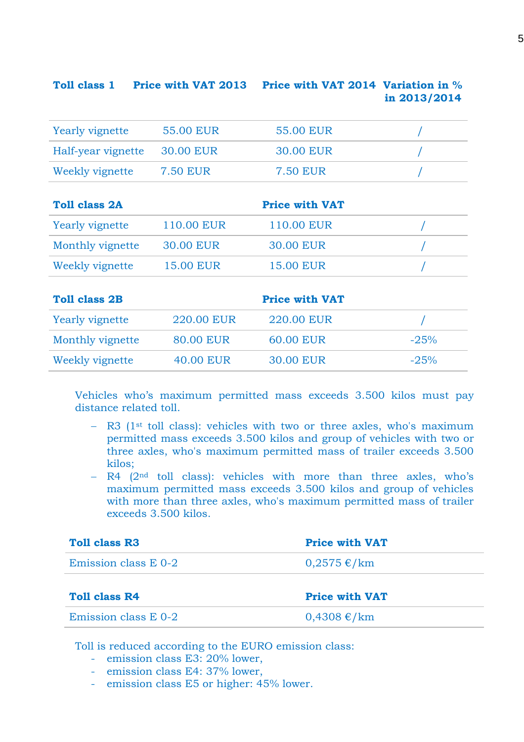| Toll class 1 | Price with VAT 2013 | Price with VAT 2014 | Variation in % in 2013/2014 |
|---|---|---|---|
| Yearly vignette | 55.00 EUR | 55.00 EUR | / |
| Half-year vignette | 30.00 EUR | 30.00 EUR | / |
| Weekly vignette | 7.50 EUR | 7.50 EUR | / |
| **Toll class 2A** | | **Price with VAT** | |
| Yearly vignette | 110.00 EUR | 110.00 EUR | / |
| Monthly vignette | 30.00 EUR | 30.00 EUR | / |
| Weekly vignette | 15.00 EUR | 15.00 EUR | / |
| **Toll class 2B** | | **Price with VAT** | |
| Yearly vignette | 220.00 EUR | 220.00 EUR | / |
| Monthly vignette | 80.00 EUR | 60.00 EUR | -25% |
| Weekly vignette | 40.00 EUR | 30.00 EUR | -25% |

Vehicles who's maximum permitted mass exceeds 3.500 kilos must pay distance related toll.

- R3 (1st toll class): vehicles with two or three axles, who's maximum permitted mass exceeds 3.500 kilos and group of vehicles with two or three axles, who's maximum permitted mass of trailer exceeds 3.500 kilos;
- R4 (2nd toll class): vehicles with more than three axles, who's maximum permitted mass exceeds 3.500 kilos and group of vehicles with more than three axles, who's maximum permitted mass of trailer exceeds 3.500 kilos.

| Toll class R3 | Price with VAT |
|---|---|
| Emission class E 0-2 | 0,2575 €/km |

| Toll class R4 | Price with VAT |
|---|---|
| Emission class E 0-2 | 0,4308 €/km |

Toll is reduced according to the EURO emission class:

- emission class E3: 20% lower,
- emission class E4: 37% lower,
- emission class E5 or higher: 45% lower.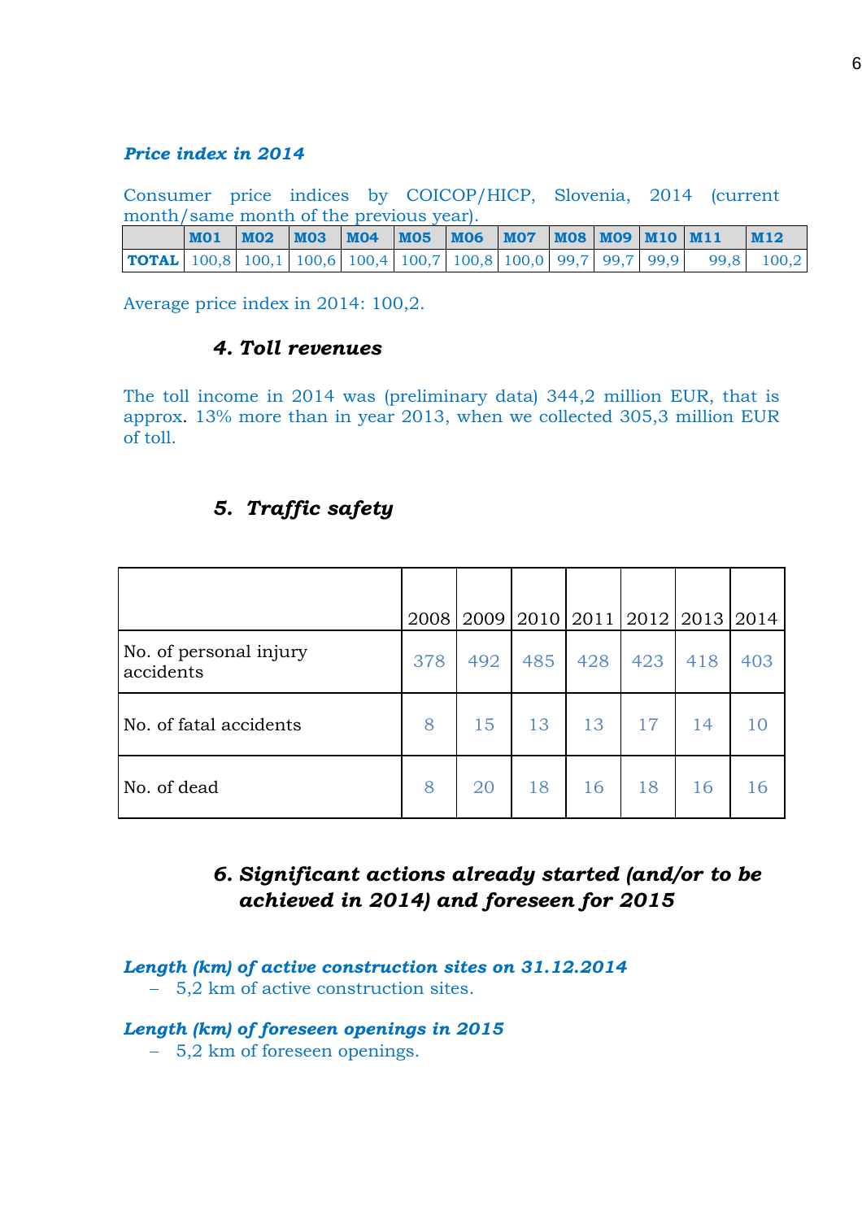***Price index in 2014***

Consumer price indices by COICOP/HICP, Slovenia, 2014 (current month/same month of the previous year).

| | M01 | M02 | M03 | M04 | M05 | M06 | M07 | M08 | M09 | M10 | M11 | M12 |
|---|---|---|---|---|---|---|---|---|---|---|---|---|
| **TOTAL** | 100,8 | 100,1 | 100,6 | 100,4 | 100,7 | 100,8 | 100,0 | 99,7 | 99,7 | 99,9 | 99,8 | 100,2 |

Average price index in 2014: 100,2.

### *4. Toll revenues*

The toll income in 2014 was (preliminary data) 344,2 million EUR, that is approx. 13% more than in year 2013, when we collected 305,3 million EUR of toll.

### *5. Traffic safety*

| | 2008 | 2009 | 2010 | 2011 | 2012 | 2013 | 2014 |
|---|---|---|---|---|---|---|---|
| No. of personal injury accidents | 378 | 492 | 485 | 428 | 423 | 418 | 403 |
| No. of fatal accidents | 8 | 15 | 13 | 13 | 17 | 14 | 10 |
| No. of dead | 8 | 20 | 18 | 16 | 18 | 16 | 16 |

### *6. Significant actions already started (and/or to be achieved in 2014) and foreseen for 2015*

***Length (km) of active construction sites on 31.12.2014***

- 5,2 km of active construction sites.

***Length (km) of foreseen openings in 2015***

- 5,2 km of foreseen openings.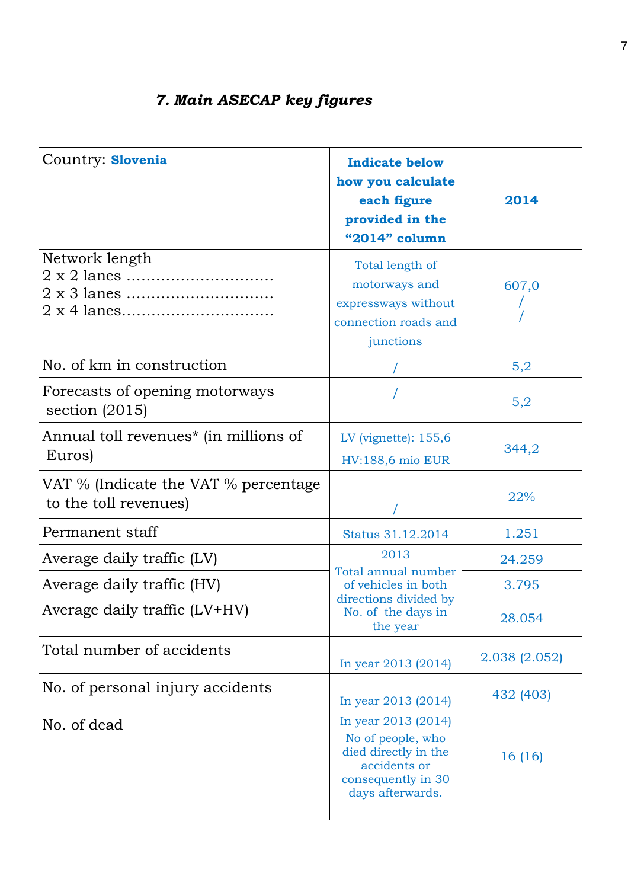### *7. Main ASECAP key figures*

| Country: **Slovenia** | **Indicate below how you calculate each figure provided in the "2014" column** | **2014** |
|---|---|---|
| Network length<br>2 x 2 lanes ............................<br>2 x 3 lanes ............................<br>2 x 4 lanes............................. | Total length of motorways and expressways without connection roads and junctions | 607,0<br>/<br>/ |
| No. of km in construction | / | 5,2 |
| Forecasts of opening motorways section (2015) | / | 5,2 |
| Annual toll revenues* (in millions of Euros) | LV (vignette): 155,6<br>HV:188,6 mio EUR | 344,2 |
| VAT % (Indicate the VAT % percentage to the toll revenues) | / | 22% |
| Permanent staff | Status 31.12.2014 | 1.251 |
| Average daily traffic (LV) | 2013<br>Total annual number of vehicles in both directions divided by No. of the days in the year | 24.259 |
| Average daily traffic (HV) | | 3.795 |
| Average daily traffic (LV+HV) | | 28.054 |
| Total number of accidents | In year 2013 (2014) | 2.038 (2.052) |
| No. of personal injury accidents | In year 2013 (2014) | 432 (403) |
| No. of dead | In year 2013 (2014)<br>No of people, who died directly in the accidents or consequently in 30 days afterwards. | 16 (16) |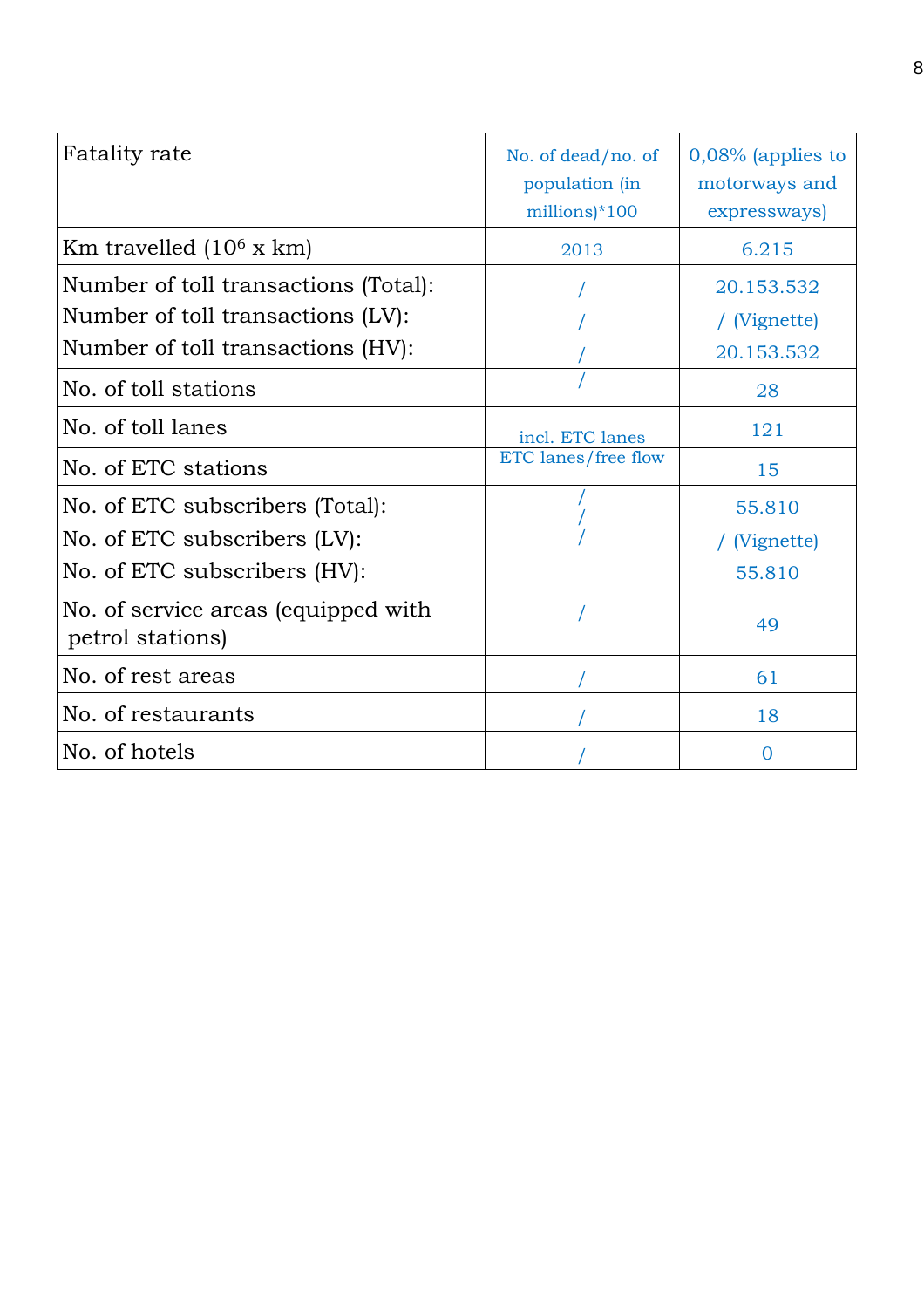| | | |
|---|---|---|
| Fatality rate | No. of dead/no. of population (in millions)*100 | 0,08% (applies to motorways and expressways) |
| Km travelled ($10^6$ x km) | 2013 | 6.215 |
| Number of toll transactions (Total):<br>Number of toll transactions (LV):<br>Number of toll transactions (HV): | /<br>/<br>/ | 20.153.532<br>/ (Vignette)<br>20.153.532 |
| No. of toll stations | / | 28 |
| No. of toll lanes | incl. ETC lanes | 121 |
| No. of ETC stations | ETC lanes/free flow | 15 |
| No. of ETC subscribers (Total):<br>No. of ETC subscribers (LV):<br>No. of ETC subscribers (HV): | /<br>/<br>/ | 55.810<br>/ (Vignette)<br>55.810 |
| No. of service areas (equipped with petrol stations) | / | 49 |
| No. of rest areas | / | 61 |
| No. of restaurants | / | 18 |
| No. of hotels | / | 0 |